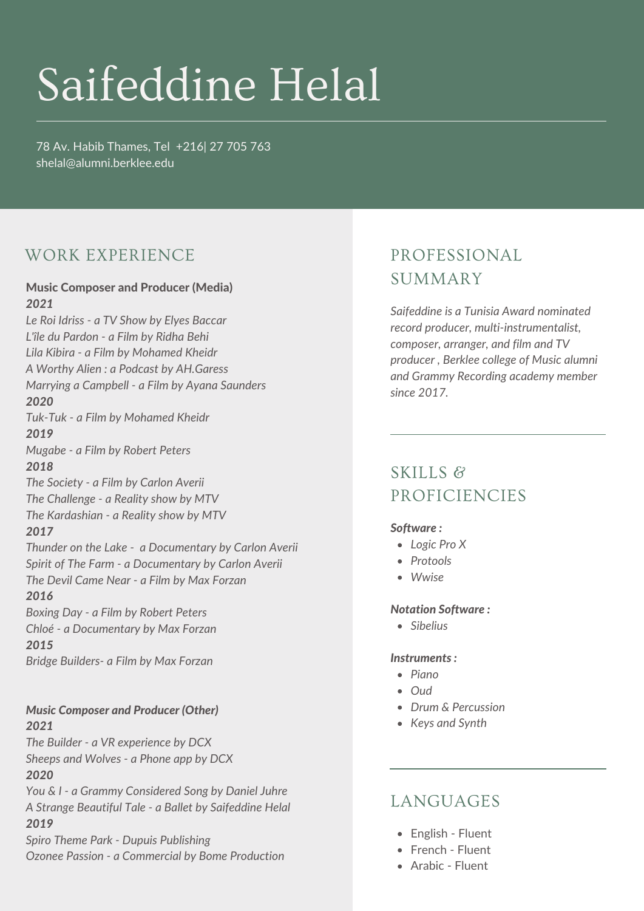# Saifeddine Helal

78 Av. Habib Thames, Tel +216| 27 705 763
shelal@alumni.berklee.edu

## WORK EXPERIENCE

**Music Composer and Producer (Media)**

***2021***

*Le Roi Idriss - a TV Show by Elyes Baccar*
*L'île du Pardon - a Film by Ridha Behi*
*Lila Kibira - a Film by Mohamed Kheidr*
*A Worthy Alien : a Podcast by AH.Garess*
*Marrying a Campbell - a Film by Ayana Saunders*

***2020***

*Tuk-Tuk - a Film by Mohamed Kheidr*

***2019***

*Mugabe - a Film by Robert Peters*

***2018***

*The Society - a Film by Carlon Averii*
*The Challenge - a Reality show by MTV*
*The Kardashian - a Reality show by MTV*

***2017***

*Thunder on the Lake - a Documentary by Carlon Averii*
*Spirit of The Farm - a Documentary by Carlon Averii*
*The Devil Came Near - a Film by Max Forzan*

***2016***

*Boxing Day - a Film by Robert Peters*
*Chloé - a Documentary Max Forzan*

***2015***

*Bridge Builders- a Film by Max Forzan*

***Music Composer and Producer (Other)***

***2021***

*The Builder - a VR experience by DCX*
*Sheeps and Wolves - a Phone app by DCX*

***2020***

*You & I - a Grammy Considered Song by Daniel Juhre*
*A Strange Beautiful Tale - a Ballet by Saifeddine Helal*

***2019***

*Spiro Theme Park - Dupuis Publishing*
*Ozonee Passion - a Commercial by Bome Production*

## PROFESSIONAL SUMMARY

*Saifeddine is a Tunisia Award nominated record producer, multi-instrumentalist, composer, arranger, and film and TV producer , Berklee college of Music alumni and Grammy Recording academy member since 2017.*

## SKILLS & PROFICIENCIES

***Software :***

- *Logic Pro X*
- *Protools*
- *Wwise*

***Notation Software :***

- *Sibelius*

***Instruments :***

- *Piano*
- *Oud*
- *Drum & Percussion*
- *Keys and Synth*

## LANGUAGES

- English - Fluent
- French - Fluent
- Arabic - Fluent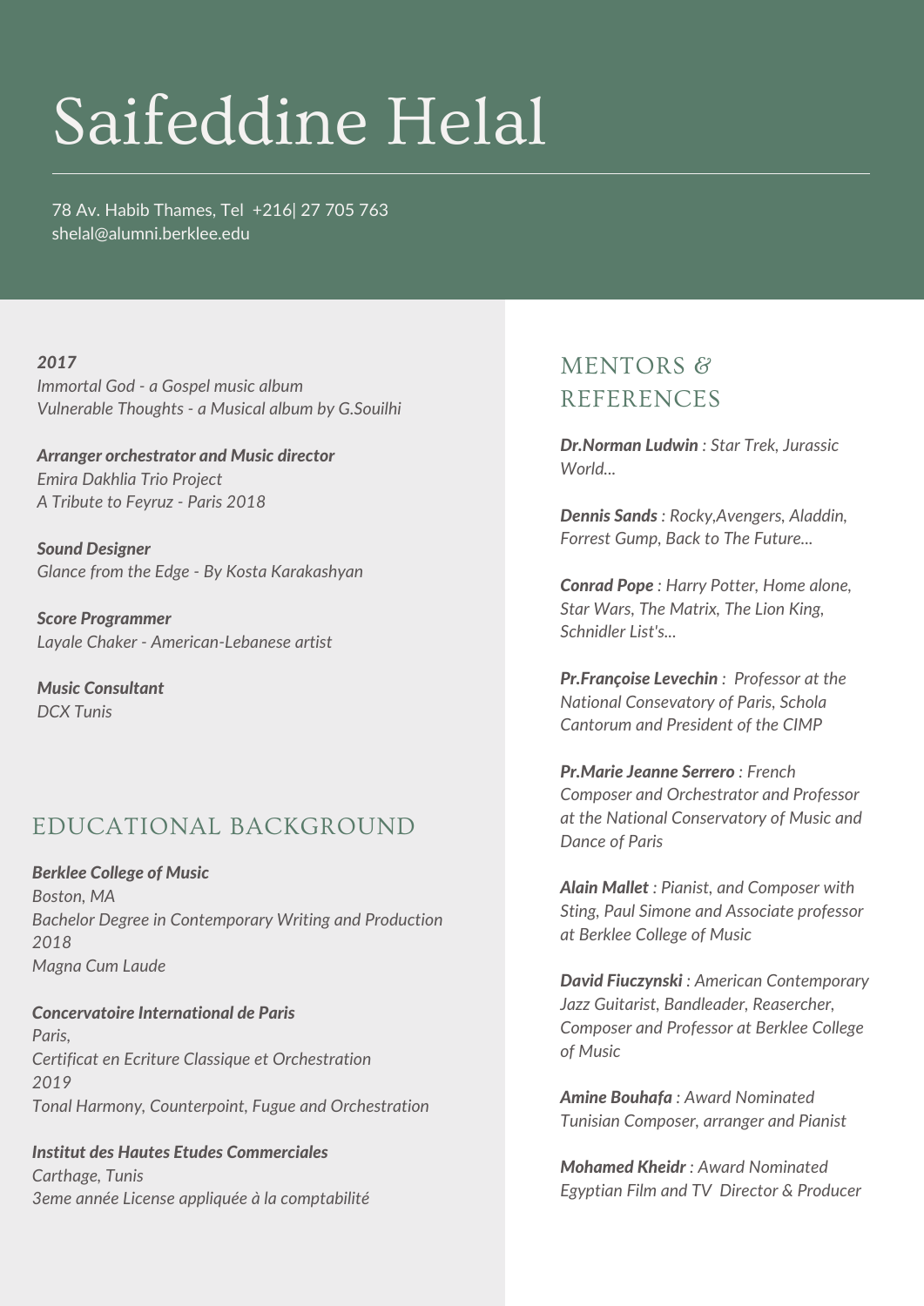# Saifeddine Helal

78 Av. Habib Thames, Tel +216| 27 705 763
shelal@alumni.berklee.edu

***2017***
*Immortal God - a Gospel music album*
*Vulnerable Thoughts - a Musical album by G.Souilhi*

***Arranger orchestrator and Music director***
*Emira Dakhlia Trio Project*
*A Tribute to Feyruz - Paris 2018*

***Sound Designer***
*Glance from the Edge - By Kosta Karakashyan*

***Score Programmer***
*Layale Chaker - American-Lebanese artist*

***Music Consultant***
*DCX Tunis*

## EDUCATIONAL BACKGROUND

***Berklee College of Music***
*Boston, MA*
*Bachelor Degree in Contemporary Writing and Production*
*2018*
*Magna Cum Laude*

***Concervatoire International de Paris***
*Paris,*
*Certificat en Ecriture Classique et Orchestration*
*2019*
*Tonal Harmony, Counterpoint, Fugue and Orchestration*

***Institut des Hautes Etudes Commerciales***
*Carthage, Tunis*
*3eme année License appliquée à la comptabilité*

## MENTORS & REFERENCES

***Dr.Norman Ludwin*** *: Star Trek, Jurassic World...*

***Dennis Sands*** *: Rocky,Avengers, Aladdin, Forrest Gump, Back to The Future...*

***Conrad Pope*** *: Harry Potter, Home alone, Star Wars, The Matrix, The Lion King, Schnidler List's...*

***Pr.Françoise Levechin*** *: Professor at the National Consevatory of Paris, Schola Cantorum and President of the CIMP*

***Pr.Marie Jeanne Serrero*** *: French Composer and Orchestrator and Professor at the National Conservatory of Music and Dance of Paris*

***Alain Mallet*** *: Pianist, and Composer with Sting, Paul Simone and Associate professor at Berklee College of Music*

***David Fiuczynski*** *: American Contemporary Jazz Guitarist, Bandleader, Reasercher, Composer and Professor at Berklee College of Music*

***Amine Bouhafa*** *: Award Nominated Tunisian Composer, arranger and Pianist*

***Mohamed Kheidr*** *: Award Nominated Egyptian Film and TV Director & Producer*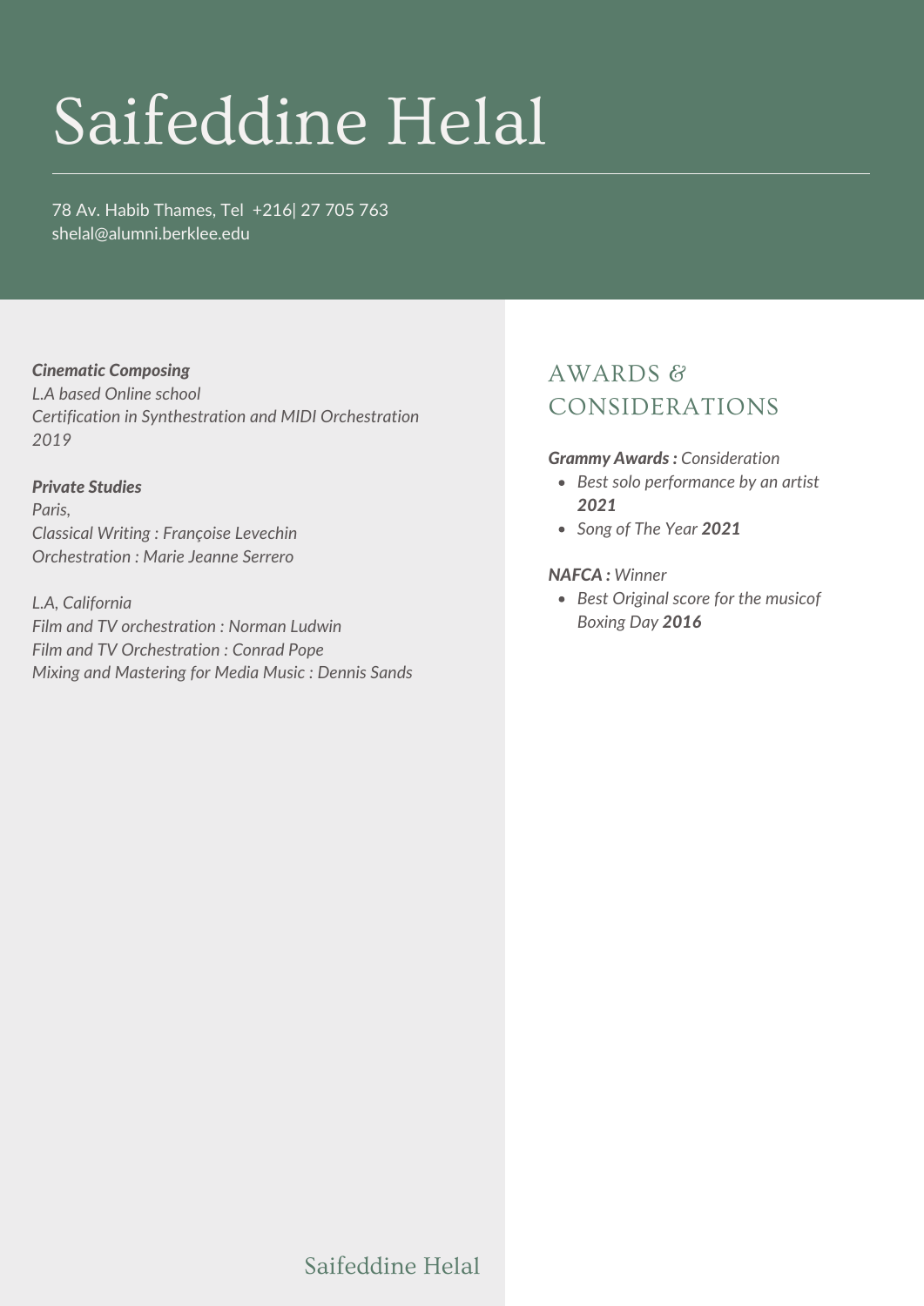# Saifeddine Helal

78 Av. Habib Thames, Tel +216| 27 705 763
shelal@alumni.berklee.edu

***Cinematic Composing***
*L.A based Online school*
*Certification in Synthestration and MIDI Orchestration*
*2019*

***Private Studies***
*Paris,*
*Classical Writing : Françoise Levechin*
*Orchestration : Marie Jeanne Serrero*

*L.A, California*
*Film and TV orchestration : Norman Ludwin*
*Film and TV Orchestration : Conrad Pope*
*Mixing and Mastering for Media Music : Dennis Sands*

## AWARDS & CONSIDERATIONS

***Grammy Awards :*** *Consideration*

- *Best solo performance by an artist **2021***
- *Song of The Year **2021***

***NAFCA :*** *Winner*

- *Best Original score for the musicof Boxing Day **2016***